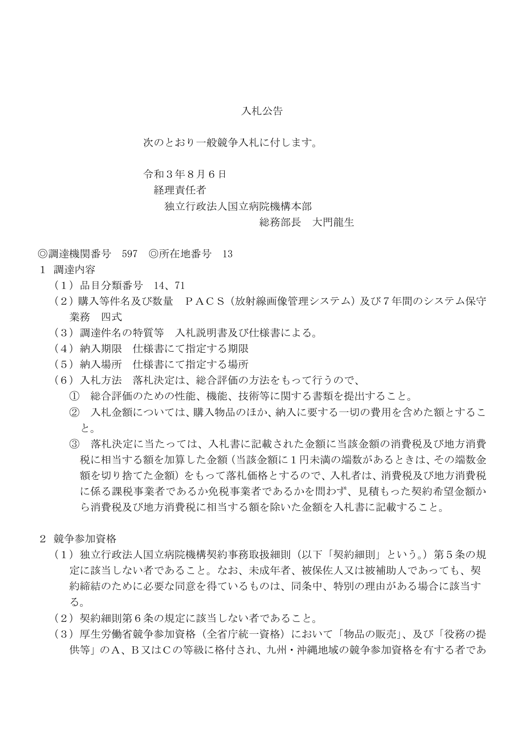# 入札公告

次のとおり一般競争入札に付します。

令和３年８月６日
経理責任者
独立行政法人国立病院機構本部
総務部長　大門龍生

◎調達機関番号　597　◎所在地番号　13

１　調達内容

（１）品目分類番号　14、71

（２）購入等件名及び数量　ＰＡＣＳ（放射線画像管理システム）及び７年間のシステム保守業務　四式

（３）調達件名の特質等　入札説明書及び仕様書による。

（４）納入期限　仕様書にて指定する期限

（５）納入場所　仕様書にて指定する場所

（６）入札方法　落札決定は、総合評価の方法をもって行うので、

①　総合評価のための性能、機能、技術等に関する書類を提出すること。

②　入札金額については、購入物品のほか、納入に要する一切の費用を含めた額とすること。

③　落札決定に当たっては、入札書に記載された金額に当該金額の消費税及び地方消費税に相当する額を加算した金額（当該金額に１円未満の端数があるときは、その端数金額を切り捨てた金額）をもって落札価格とするので、入札者は、消費税及び地方消費税に係る課税事業者であるか免税事業者であるかを問わず、見積もった契約希望金額から消費税及び地方消費税に相当する額を除いた金額を入札書に記載すること。

２　競争参加資格

（１）独立行政法人国立病院機構契約事務取扱細則（以下「契約細則」という。）第５条の規定に該当しない者であること。なお、未成年者、被保佐人又は被補助人であっても、契約締結のために必要な同意を得ているものは、同条中、特別の理由がある場合に該当する。

（２）契約細則第６条の規定に該当しない者であること。

（３）厚生労働省競争参加資格（全省庁統一資格）において「物品の販売」、及び「役務の提供等」のＡ、Ｂ又はＣの等級に格付され、九州・沖縄地域の競争参加資格を有する者であ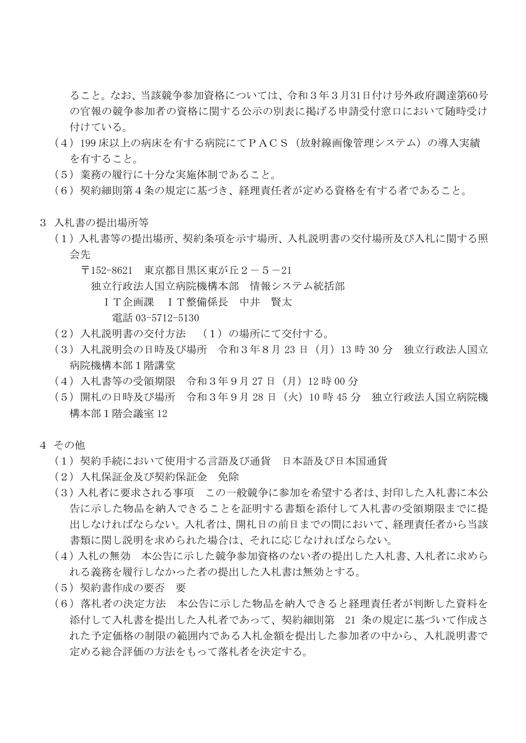ること。なお、当該競争参加資格については、令和３年３月31日付け号外政府調達第60号の官報の競争参加者の資格に関する公示の別表に掲げる申請受付窓口において随時受け付けている。

（４）199 床以上の病床を有する病院にてＰＡＣＳ（放射線画像管理システム）の導入実績を有すること。

（５）業務の履行に十分な実施体制であること。

（６）契約細則第４条の規定に基づき、経理責任者が定める資格を有する者であること。

３ 入札書の提出場所等

（１）入札書等の提出場所、契約条項を示す場所、入札説明書の交付場所及び入札に関する照会先

〒152-8621　東京都目黒区東が丘２－５－21

独立行政法人国立病院機構本部　情報システム統括部

ＩＴ企画課　ＩＴ整備係長　中井　賢太

電話 03-5712-5130

（２）入札説明書の交付方法　（１）の場所にて交付する。

（３）入札説明会の日時及び場所　令和３年８月 23 日（月）13 時 30 分　独立行政法人国立病院機構本部１階講堂

（４）入札書等の受領期限　令和３年９月 27 日（月）12 時 00 分

（５）開札の日時及び場所　令和３年９月 28 日（火）10 時 45 分　独立行政法人国立病院機構本部１階会議室 12

４ その他

（１）契約手続において使用する言語及び通貨　日本語及び日本国通貨

（２）入札保証金及び契約保証金　免除

（３）入札者に要求される事項　この一般競争に参加を希望する者は、封印した入札書に本公告に示した物品を納入できることを証明する書類を添付して入札書の受領期限までに提出しなければならない。入札者は、開札日の前日までの間において、経理責任者から当該書類に関し説明を求められた場合は、それに応じなければならない。

（４）入札の無効　本公告に示した競争参加資格のない者の提出した入札書、入札者に求められる義務を履行しなかった者の提出した入札書は無効とする。

（５）契約書作成の要否　要

（６）落札者の決定方法　本公告に示した物品を納入できると経理責任者が判断した資料を添付して入札書を提出した入札者であって、契約細則第 21 条の規定に基づいて作成された予定価格の制限の範囲内である入札金額を提出した参加者の中から、入札説明書で定める総合評価の方法をもって落札者を決定する。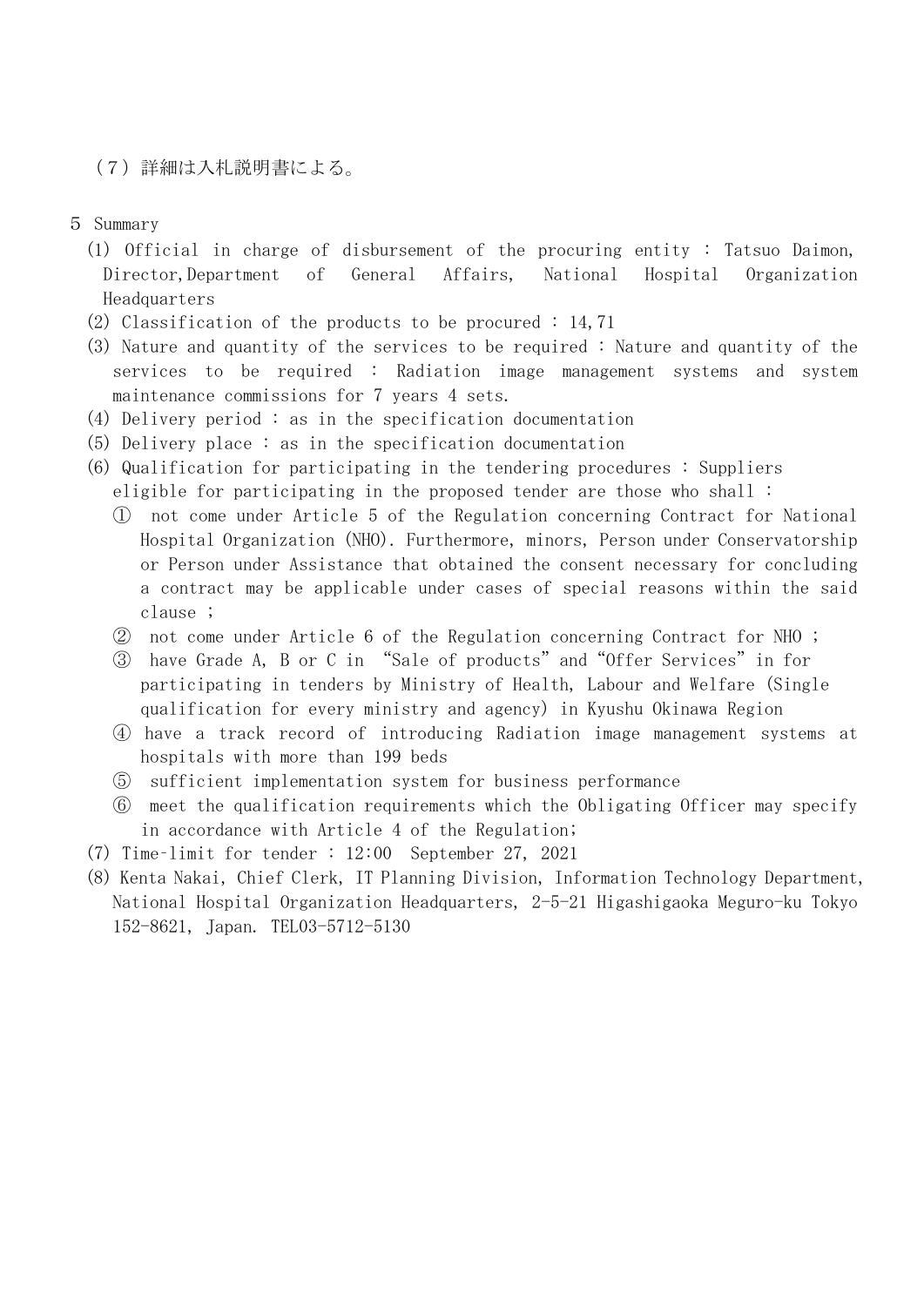（7）詳細は入札説明書による。

5 Summary

(1) Official in charge of disbursement of the procuring entity : Tatsuo Daimon, Director, Department of General Affairs, National Hospital Organization Headquarters

(2) Classification of the products to be procured : 14, 71

(3) Nature and quantity of the services to be required : Nature and quantity of the services to be required : Radiation image management systems and system maintenance commissions for 7 years 4 sets.

(4) Delivery period : as in the specification documentation

(5) Delivery place : as in the specification documentation

(6) Qualification for participating in the tendering procedures : Suppliers eligible for participating in the proposed tender are those who shall :

① not come under Article 5 of the Regulation concerning Contract for National Hospital Organization (NHO). Furthermore, minors, Person under Conservatorship or Person under Assistance that obtained the consent necessary for concluding a contract may be applicable under cases of special reasons within the said clause ;

② not come under Article 6 of the Regulation concerning Contract for NHO ;

③ have Grade A, B or C in "Sale of products" and "Offer Services" in for participating in tenders by Ministry of Health, Labour and Welfare (Single qualification for every ministry and agency) in Kyushu Okinawa Region

④ have a track record of introducing Radiation image management systems at hospitals with more than 199 beds

⑤ sufficient implementation system for business performance

⑥ meet the qualification requirements which the Obligating Officer may specify in accordance with Article 4 of the Regulation;

(7) Time-limit for tender : 12:00 September 27, 2021

(8) Kenta Nakai, Chief Clerk, IT Planning Division, Information Technology Department, National Hospital Organization Headquarters, 2-5-21 Higashigaoka Meguro-ku Tokyo 152-8621, Japan. TEL03-5712-5130